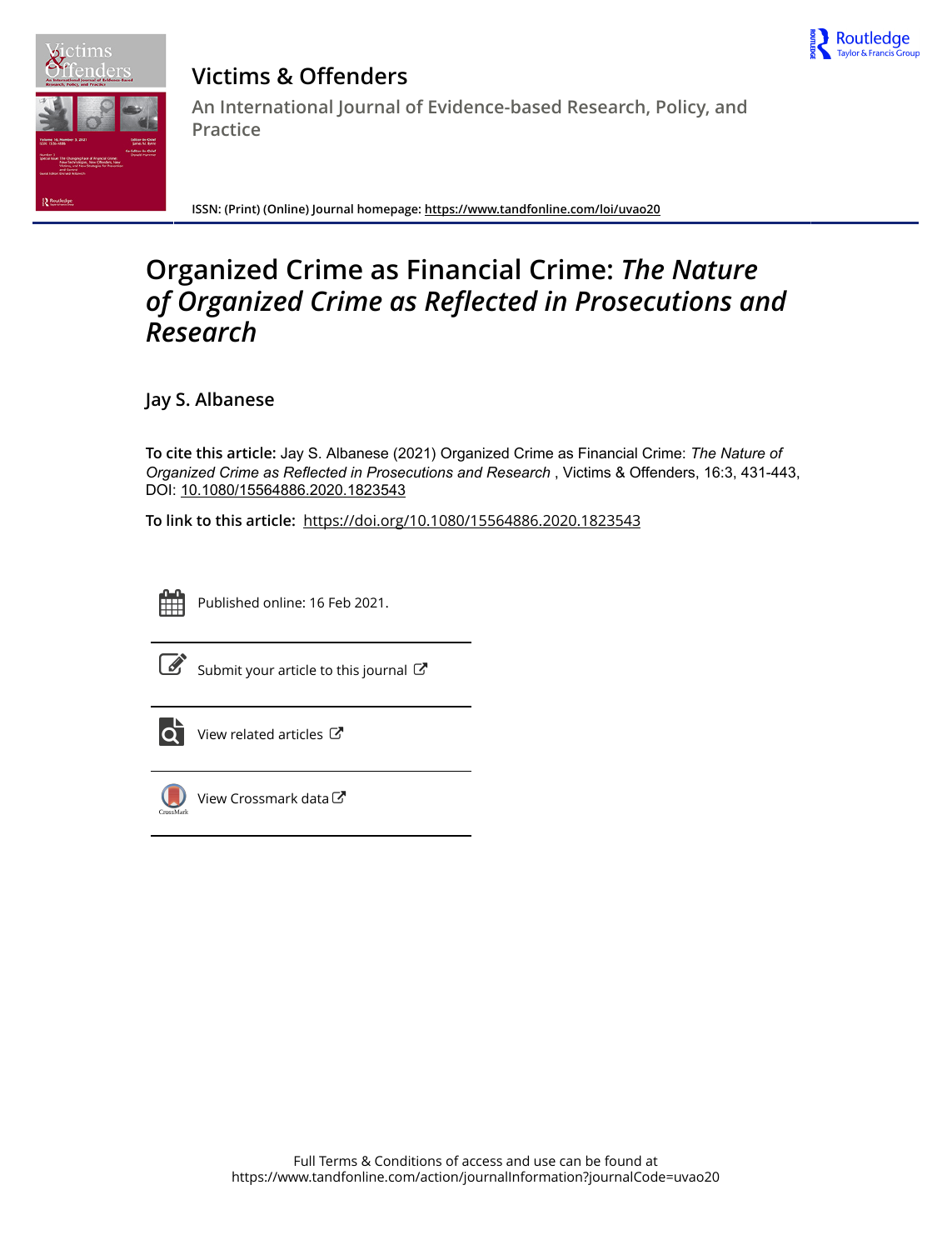# Victims & Offenders

## An International Journal of Evidence-based Research, Policy, and Practice

**ISSN: (Print) (Online) Journal homepage:** https://www.tandfonline.com/loi/uvao20

# Organized Crime as Financial Crime: *The Nature of Organized Crime as Reflected in Prosecutions and Research*

**Jay S. Albanese**

**To cite this article:** Jay S. Albanese (2021) Organized Crime as Financial Crime: *The Nature of Organized Crime as Reflected in Prosecutions and Research* , Victims & Offenders, 16:3, 431-443, DOI: 10.1080/15564886.2020.1823543

**To link to this article:** https://doi.org/10.1080/15564886.2020.1823543

Published online: 16 Feb 2021.

Submit your article to this journal

View related articles

View Crossmark data

Full Terms & Conditions of access and use can be found at
https://www.tandfonline.com/action/journalInformation?journalCode=uvao20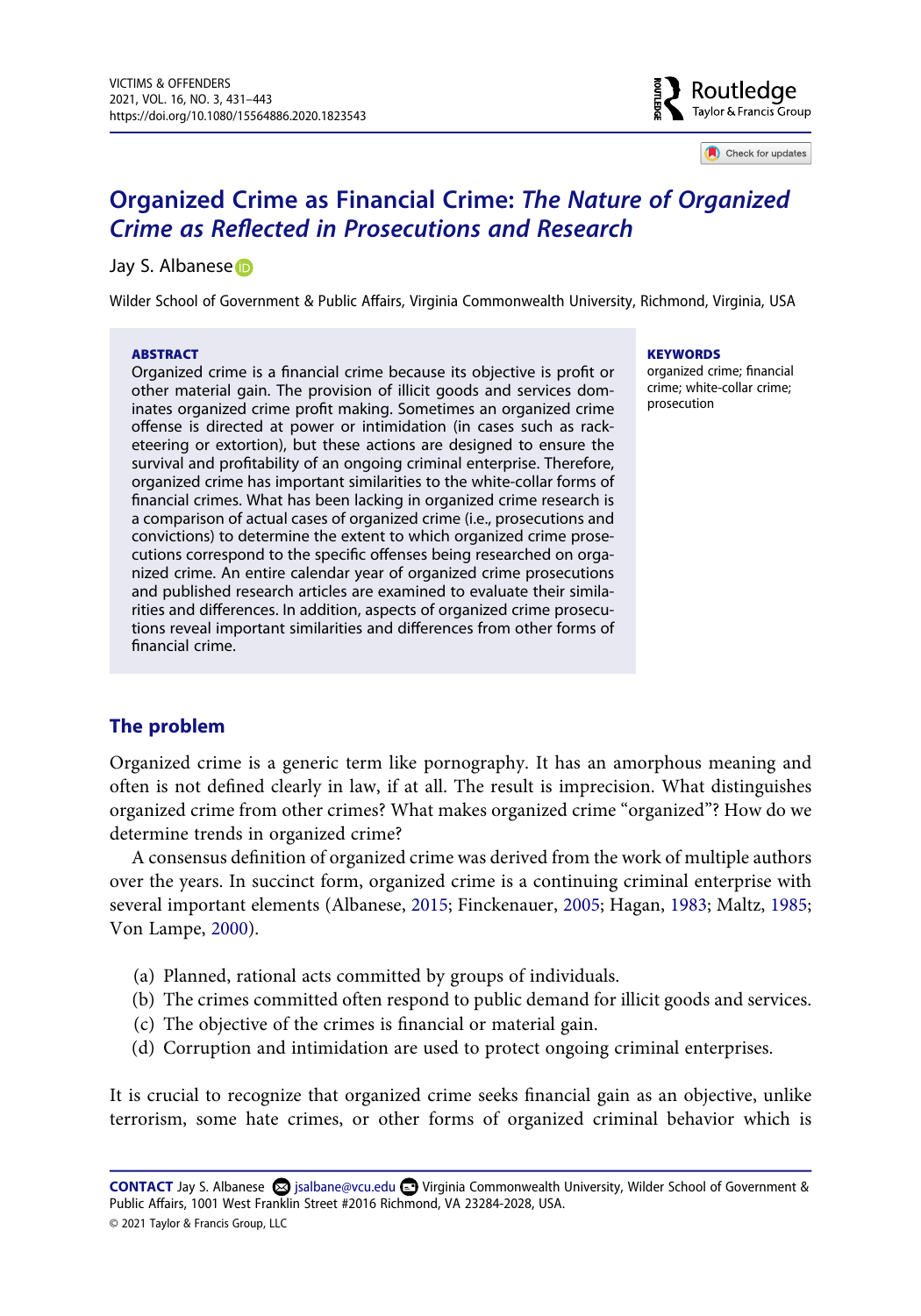# Organized Crime as Financial Crime: *The Nature of Organized Crime as Reflected in Prosecutions and Research*

Jay S. Albanese

Wilder School of Government & Public Affairs, Virginia Commonwealth University, Richmond, Virginia, USA

**ABSTRACT**

Organized crime is a financial crime because its objective is profit or other material gain. The provision of illicit goods and services dominates organized crime profit making. Sometimes an organized crime offense is directed at power or intimidation (in cases such as racketeering or extortion), but these actions are designed to ensure the survival and profitability of an ongoing criminal enterprise. Therefore, organized crime has important similarities to the white-collar forms of financial crimes. What has been lacking in organized crime research is a comparison of actual cases of organized crime (i.e., prosecutions and convictions) to determine the extent to which organized crime prosecutions correspond to the specific offenses being researched on organized crime. An entire calendar year of organized crime prosecutions and published research articles are examined to evaluate their similarities and differences. In addition, aspects of organized crime prosecutions reveal important similarities and differences from other forms of financial crime.

**KEYWORDS**

organized crime; financial crime; white-collar crime; prosecution

## The problem

Organized crime is a generic term like pornography. It has an amorphous meaning and often is not defined clearly in law, if at all. The result is imprecision. What distinguishes organized crime from other crimes? What makes organized crime "organized"? How do we determine trends in organized crime?

A consensus definition of organized crime was derived from the work of multiple authors over the years. In succinct form, organized crime is a continuing criminal enterprise with several important elements (Albanese, 2015; Finckenauer, 2005; Hagan, 1983; Maltz, 1985; Von Lampe, 2000).

(a) Planned, rational acts committed by groups of individuals.
(b) The crimes committed often respond to public demand for illicit goods and services.
(c) The objective of the crimes is financial or material gain.
(d) Corruption and intimidation are used to protect ongoing criminal enterprises.

It is crucial to recognize that organized crime seeks financial gain as an objective, unlike terrorism, some hate crimes, or other forms of organized criminal behavior which is

**CONTACT** Jay S. Albanese jsalbane@vcu.edu Virginia Commonwealth University, Wilder School of Government & Public Affairs, 1001 West Franklin Street #2016 Richmond, VA 23284-2028, USA.

© 2021 Taylor & Francis Group, LLC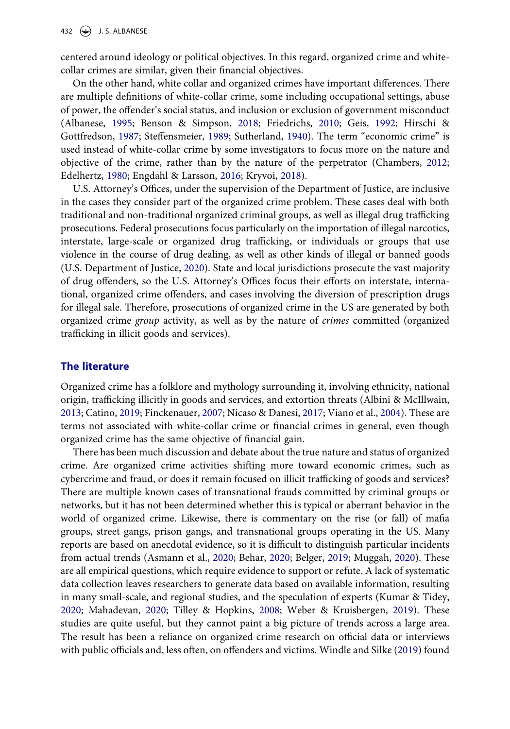centered around ideology or political objectives. In this regard, organized crime and white-collar crimes are similar, given their financial objectives.

On the other hand, white collar and organized crimes have important differences. There are multiple definitions of white-collar crime, some including occupational settings, abuse of power, the offender's social status, and inclusion or exclusion of government misconduct (Albanese, 1995; Benson & Simpson, 2018; Friedrichs, 2010; Geis, 1992; Hirschi & Gottfredson, 1987; Steffensmeier, 1989; Sutherland, 1940). The term "economic crime" is used instead of white-collar crime by some investigators to focus more on the nature and objective of the crime, rather than by the nature of the perpetrator (Chambers, 2012; Edelhertz, 1980; Engdahl & Larsson, 2016; Kryvoi, 2018).

U.S. Attorney's Offices, under the supervision of the Department of Justice, are inclusive in the cases they consider part of the organized crime problem. These cases deal with both traditional and non-traditional organized criminal groups, as well as illegal drug trafficking prosecutions. Federal prosecutions focus particularly on the importation of illegal narcotics, interstate, large-scale or organized drug trafficking, or individuals or groups that use violence in the course of drug dealing, as well as other kinds of illegal or banned goods (U.S. Department of Justice, 2020). State and local jurisdictions prosecute the vast majority of drug offenders, so the U.S. Attorney's Offices focus their efforts on interstate, international, organized crime offenders, and cases involving the diversion of prescription drugs for illegal sale. Therefore, prosecutions of organized crime in the US are generated by both organized crime *group* activity, as well as by the nature of *crimes* committed (organized trafficking in illicit goods and services).

## The literature

Organized crime has a folklore and mythology surrounding it, involving ethnicity, national origin, trafficking illicitly in goods and services, and extortion threats (Albini & McIllwain, 2013; Catino, 2019; Finckenauer, 2007; Nicaso & Danesi, 2017; Viano et al., 2004). These are terms not associated with white-collar crime or financial crimes in general, even though organized crime has the same objective of financial gain.

There has been much discussion and debate about the true nature and status of organized crime. Are organized crime activities shifting more toward economic crimes, such as cybercrime and fraud, or does it remain focused on illicit trafficking of goods and services? There are multiple known cases of transnational frauds committed by criminal groups or networks, but it has not been determined whether this is typical or aberrant behavior in the world of organized crime. Likewise, there is commentary on the rise (or fall) of mafia groups, street gangs, prison gangs, and transnational groups operating in the US. Many reports are based on anecdotal evidence, so it is difficult to distinguish particular incidents from actual trends (Asmann et al., 2020; Behar, 2020; Belger, 2019; Muggah, 2020). These are all empirical questions, which require evidence to support or refute. A lack of systematic data collection leaves researchers to generate data based on available information, resulting in many small-scale, and regional studies, and the speculation of experts (Kumar & Tidey, 2020; Mahadevan, 2020; Tilley & Hopkins, 2008; Weber & Kruisbergen, 2019). These studies are quite useful, but they cannot paint a big picture of trends across a large area. The result has been a reliance on organized crime research on official data or interviews with public officials and, less often, on offenders and victims. Windle and Silke (2019) found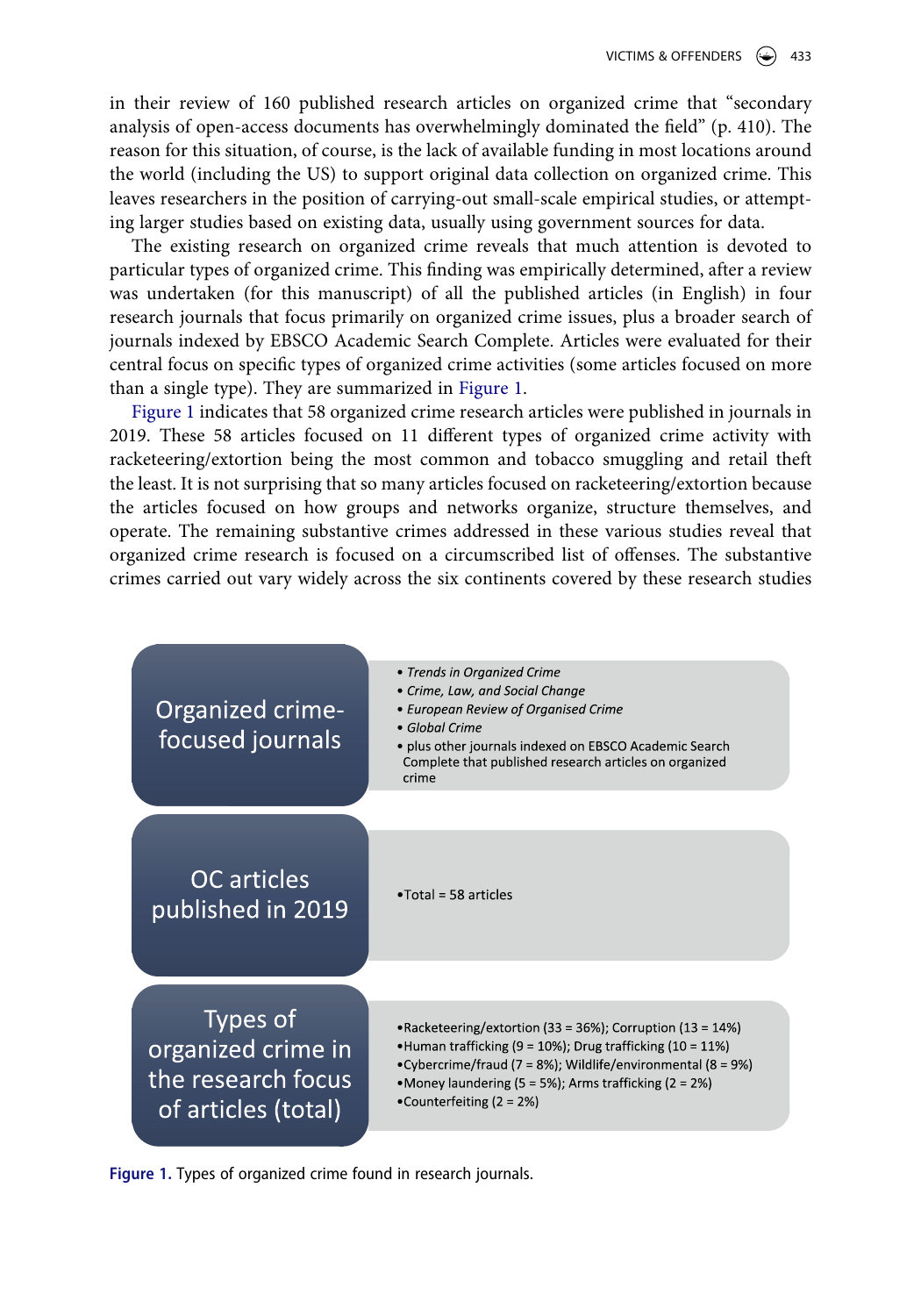in their review of 160 published research articles on organized crime that "secondary analysis of open-access documents has overwhelmingly dominated the field" (p. 410). The reason for this situation, of course, is the lack of available funding in most locations around the world (including the US) to support original data collection on organized crime. This leaves researchers in the position of carrying-out small-scale empirical studies, or attempting larger studies based on existing data, usually using government sources for data.

The existing research on organized crime reveals that much attention is devoted to particular types of organized crime. This finding was empirically determined, after a review was undertaken (for this manuscript) of all the published articles (in English) in four research journals that focus primarily on organized crime issues, plus a broader search of journals indexed by EBSCO Academic Search Complete. Articles were evaluated for their central focus on specific types of organized crime activities (some articles focused on more than a single type). They are summarized in Figure 1.

Figure 1 indicates that 58 organized crime research articles were published in journals in 2019. These 58 articles focused on 11 different types of organized crime activity with racketeering/extortion being the most common and tobacco smuggling and retail theft the least. It is not surprising that so many articles focused on racketeering/extortion because the articles focused on how groups and networks organize, structure themselves, and operate. The remaining substantive crimes addressed in these various studies reveal that organized crime research is focused on a circumscribed list of offenses. The substantive crimes carried out vary widely across the six continents covered by these research studies

| | |
|---|---|
| Organized crime-focused journals | • *Trends in Organized Crime*<br>• *Crime, Law, and Social Change*<br>• *European Review of Organised Crime*<br>• *Global Crime*<br>• plus other journals indexed on EBSCO Academic Search Complete that published research articles on organized crime |
| OC articles published in 2019 | •Total = 58 articles |
| Types of organized crime in the research focus of articles (total) | •Racketeering/extortion (33 = 36%); Corruption (13 = 14%)<br>•Human trafficking (9 = 10%); Drug trafficking (10 = 11%)<br>•Cybercrime/fraud (7 = 8%); Wildlife/environmental (8 = 9%)<br>•Money laundering (5 = 5%); Arms trafficking (2 = 2%)<br>•Counterfeiting (2 = 2%) |

**Figure 1.** Types of organized crime found in research journals.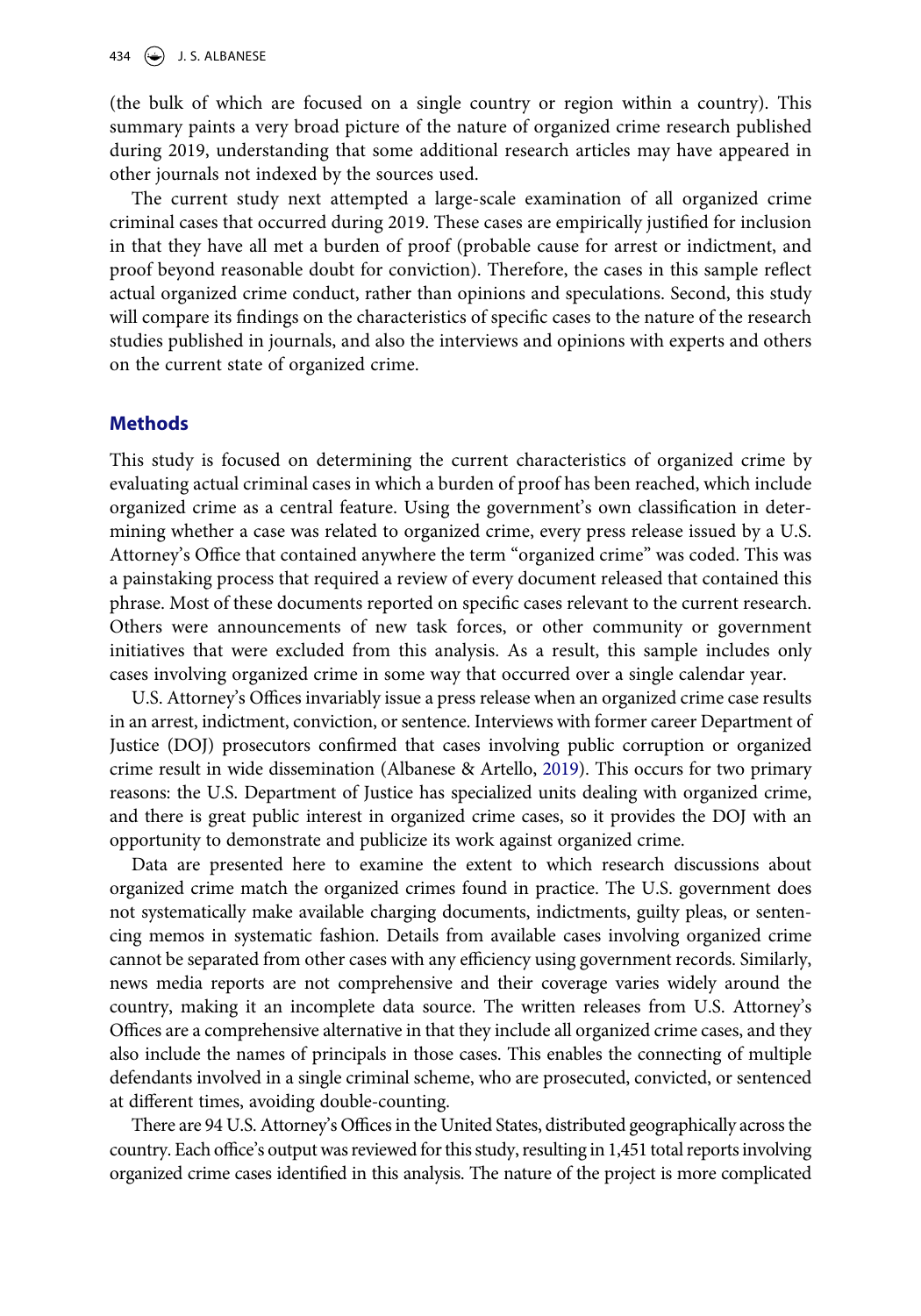(the bulk of which are focused on a single country or region within a country). This summary paints a very broad picture of the nature of organized crime research published during 2019, understanding that some additional research articles may have appeared in other journals not indexed by the sources used.

The current study next attempted a large-scale examination of all organized crime criminal cases that occurred during 2019. These cases are empirically justified for inclusion in that they have all met a burden of proof (probable cause for arrest or indictment, and proof beyond reasonable doubt for conviction). Therefore, the cases in this sample reflect actual organized crime conduct, rather than opinions and speculations. Second, this study will compare its findings on the characteristics of specific cases to the nature of the research studies published in journals, and also the interviews and opinions with experts and others on the current state of organized crime.

## Methods

This study is focused on determining the current characteristics of organized crime by evaluating actual criminal cases in which a burden of proof has been reached, which include organized crime as a central feature. Using the government's own classification in determining whether a case was related to organized crime, every press release issued by a U.S. Attorney's Office that contained anywhere the term "organized crime" was coded. This was a painstaking process that required a review of every document released that contained this phrase. Most of these documents reported on specific cases relevant to the current research. Others were announcements of new task forces, or other community or government initiatives that were excluded from this analysis. As a result, this sample includes only cases involving organized crime in some way that occurred over a single calendar year.

U.S. Attorney's Offices invariably issue a press release when an organized crime case results in an arrest, indictment, conviction, or sentence. Interviews with former career Department of Justice (DOJ) prosecutors confirmed that cases involving public corruption or organized crime result in wide dissemination (Albanese & Artello, 2019). This occurs for two primary reasons: the U.S. Department of Justice has specialized units dealing with organized crime, and there is great public interest in organized crime cases, so it provides the DOJ with an opportunity to demonstrate and publicize its work against organized crime.

Data are presented here to examine the extent to which research discussions about organized crime match the organized crimes found in practice. The U.S. government does not systematically make available charging documents, indictments, guilty pleas, or sentencing memos in systematic fashion. Details from available cases involving organized crime cannot be separated from other cases with any efficiency using government records. Similarly, news media reports are not comprehensive and their coverage varies widely around the country, making it an incomplete data source. The written releases from U.S. Attorney's Offices are a comprehensive alternative in that they include all organized crime cases, and they also include the names of principals in those cases. This enables the connecting of multiple defendants involved in a single criminal scheme, who are prosecuted, convicted, or sentenced at different times, avoiding double-counting.

There are 94 U.S. Attorney's Offices in the United States, distributed geographically across the country. Each office's output was reviewed for this study, resulting in 1,451 total reports involving organized crime cases identified in this analysis. The nature of the project is more complicated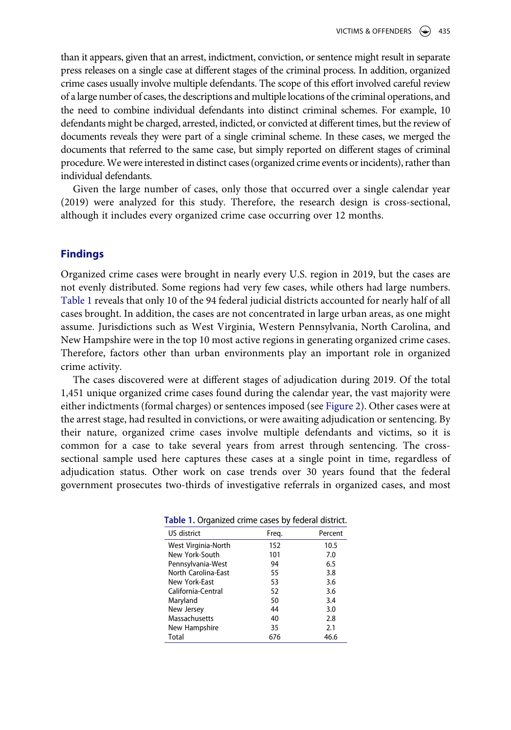than it appears, given that an arrest, indictment, conviction, or sentence might result in separate press releases on a single case at different stages of the criminal process. In addition, organized crime cases usually involve multiple defendants. The scope of this effort involved careful review of a large number of cases, the descriptions and multiple locations of the criminal operations, and the need to combine individual defendants into distinct criminal schemes. For example, 10 defendants might be charged, arrested, indicted, or convicted at different times, but the review of documents reveals they were part of a single criminal scheme. In these cases, we merged the documents that referred to the same case, but simply reported on different stages of criminal procedure. We were interested in distinct cases (organized crime events or incidents), rather than individual defendants.

Given the large number of cases, only those that occurred over a single calendar year (2019) were analyzed for this study. Therefore, the research design is cross-sectional, although it includes every organized crime case occurring over 12 months.

## Findings

Organized crime cases were brought in nearly every U.S. region in 2019, but the cases are not evenly distributed. Some regions had very few cases, while others had large numbers. Table 1 reveals that only 10 of the 94 federal judicial districts accounted for nearly half of all cases brought. In addition, the cases are not concentrated in large urban areas, as one might assume. Jurisdictions such as West Virginia, Western Pennsylvania, North Carolina, and New Hampshire were in the top 10 most active regions in generating organized crime cases. Therefore, factors other than urban environments play an important role in organized crime activity.

The cases discovered were at different stages of adjudication during 2019. Of the total 1,451 unique organized crime cases found during the calendar year, the vast majority were either indictments (formal charges) or sentences imposed (see Figure 2). Other cases were at the arrest stage, had resulted in convictions, or were awaiting adjudication or sentencing. By their nature, organized crime cases involve multiple defendants and victims, so it is common for a case to take several years from arrest through sentencing. The cross-sectional sample used here captures these cases at a single point in time, regardless of adjudication status. Other work on case trends over 30 years found that the federal government prosecutes two-thirds of investigative referrals in organized cases, and most

**Table 1.** Organized crime cases by federal district.

| US district | Freq. | Percent |
|---|---|---|
| West Virginia-North | 152 | 10.5 |
| New York-South | 101 | 7.0 |
| Pennsylvania-West | 94 | 6.5 |
| North Carolina-East | 55 | 3.8 |
| New York-East | 53 | 3.6 |
| California-Central | 52 | 3.6 |
| Maryland | 50 | 3.4 |
| New Jersey | 44 | 3.0 |
| Massachusetts | 40 | 2.8 |
| New Hampshire | 35 | 2.1 |
| Total | 676 | 46.6 |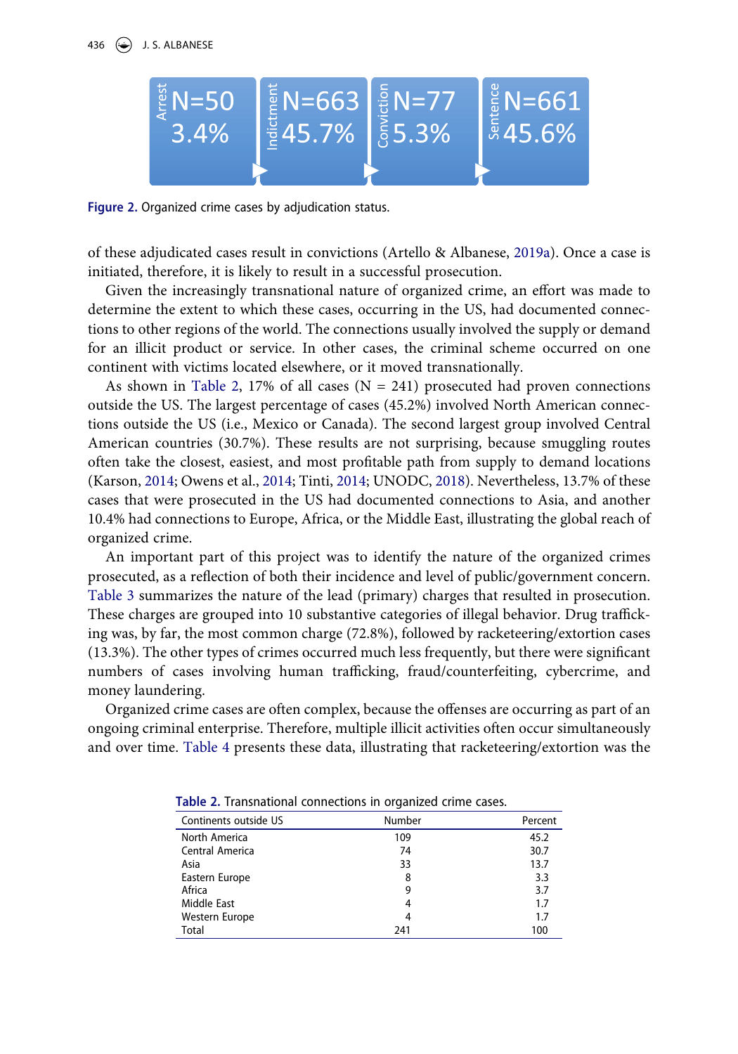| Arrest | Indictment | Conviction | Sentence |
|---|---|---|---|
| N=50 | N=663 | N=77 | N=661 |
| 3.4% | 45.7% | 5.3% | 45.6% |

**Figure 2.** Organized crime cases by adjudication status.

of these adjudicated cases result in convictions (Artello & Albanese, 2019a). Once a case is initiated, therefore, it is likely to result in a successful prosecution.

Given the increasingly transnational nature of organized crime, an effort was made to determine the extent to which these cases, occurring in the US, had documented connections to other regions of the world. The connections usually involved the supply or demand for an illicit product or service. In other cases, the criminal scheme occurred on one continent with victims located elsewhere, or it moved transnationally.

As shown in Table 2, 17% of all cases (N = 241) prosecuted had proven connections outside the US. The largest percentage of cases (45.2%) involved North American connections outside the US (i.e., Mexico or Canada). The second largest group involved Central American countries (30.7%). These results are not surprising, because smuggling routes often take the closest, easiest, and most profitable path from supply to demand locations (Karson, 2014; Owens et al., 2014; Tinti, 2014; UNODC, 2018). Nevertheless, 13.7% of these cases that were prosecuted in the US had documented connections to Asia, and another 10.4% had connections to Europe, Africa, or the Middle East, illustrating the global reach of organized crime.

An important part of this project was to identify the nature of the organized crimes prosecuted, as a reflection of both their incidence and level of public/government concern. Table 3 summarizes the nature of the lead (primary) charges that resulted in prosecution. These charges are grouped into 10 substantive categories of illegal behavior. Drug trafficking was, by far, the most common charge (72.8%), followed by racketeering/extortion cases (13.3%). The other types of crimes occurred much less frequently, but there were significant numbers of cases involving human trafficking, fraud/counterfeiting, cybercrime, and money laundering.

Organized crime cases are often complex, because the offenses are occurring as part of an ongoing criminal enterprise. Therefore, multiple illicit activities often occur simultaneously and over time. Table 4 presents these data, illustrating that racketeering/extortion was the

**Table 2.** Transnational connections in organized crime cases.

| Continents outside US | Number | Percent |
|---|---|---|
| North America | 109 | 45.2 |
| Central America | 74 | 30.7 |
| Asia | 33 | 13.7 |
| Eastern Europe | 8 | 3.3 |
| Africa | 9 | 3.7 |
| Middle East | 4 | 1.7 |
| Western Europe | 4 | 1.7 |
| Total | 241 | 100 |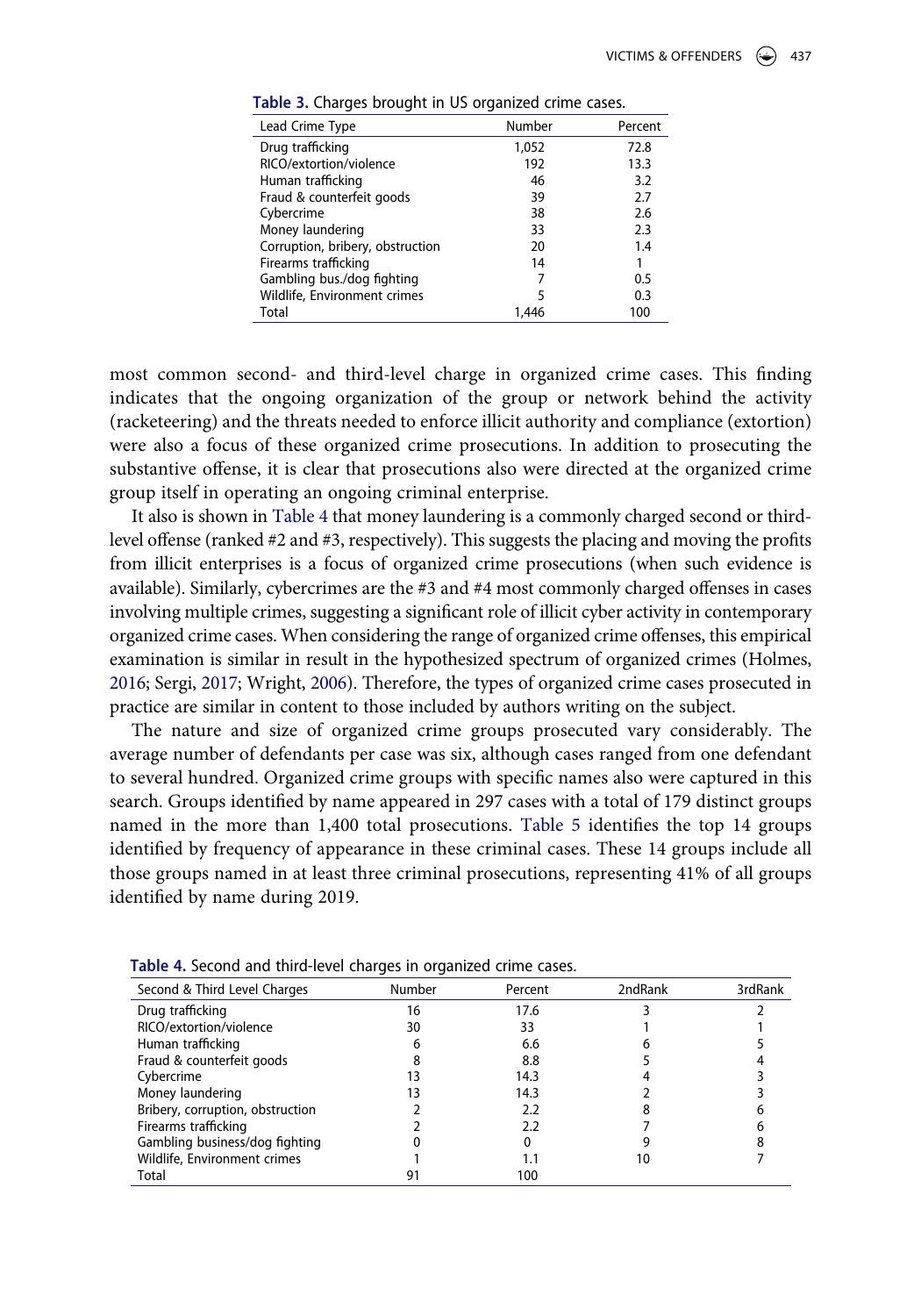**Table 3.** Charges brought in US organized crime cases.

| Lead Crime Type | Number | Percent |
|---|---|---|
| Drug trafficking | 1,052 | 72.8 |
| RICO/extortion/violence | 192 | 13.3 |
| Human trafficking | 46 | 3.2 |
| Fraud & counterfeit goods | 39 | 2.7 |
| Cybercrime | 38 | 2.6 |
| Money laundering | 33 | 2.3 |
| Corruption, bribery, obstruction | 20 | 1.4 |
| Firearms trafficking | 14 | 1 |
| Gambling bus./dog fighting | 7 | 0.5 |
| Wildlife, Environment crimes | 5 | 0.3 |
| Total | 1,446 | 100 |

most common second- and third-level charge in organized crime cases. This finding indicates that the ongoing organization of the group or network behind the activity (racketeering) and the threats needed to enforce illicit authority and compliance (extortion) were also a focus of these organized crime prosecutions. In addition to prosecuting the substantive offense, it is clear that prosecutions also were directed at the organized crime group itself in operating an ongoing criminal enterprise.

It also is shown in Table 4 that money laundering is a commonly charged second or third-level offense (ranked #2 and #3, respectively). This suggests the placing and moving the profits from illicit enterprises is a focus of organized crime prosecutions (when such evidence is available). Similarly, cybercrimes are the #3 and #4 most commonly charged offenses in cases involving multiple crimes, suggesting a significant role of illicit cyber activity in contemporary organized crime cases. When considering the range of organized crime offenses, this empirical examination is similar in result in the hypothesized spectrum of organized crimes (Holmes, 2016; Sergi, 2017; Wright, 2006). Therefore, the types of organized crime cases prosecuted in practice are similar in content to those included by authors writing on the subject.

The nature and size of organized crime groups prosecuted vary considerably. The average number of defendants per case was six, although cases ranged from one defendant to several hundred. Organized crime groups with specific names also were captured in this search. Groups identified by name appeared in 297 cases with a total of 179 distinct groups named in the more than 1,400 total prosecutions. Table 5 identifies the top 14 groups identified by frequency of appearance in these criminal cases. These 14 groups include all those groups named in at least three criminal prosecutions, representing 41% of all groups identified by name during 2019.

**Table 4.** Second and third-level charges in organized crime cases.

| Second & Third Level Charges | Number | Percent | 2ndRank | 3rdRank |
|---|---|---|---|---|
| Drug trafficking | 16 | 17.6 | 3 | 2 |
| RICO/extortion/violence | 30 | 33 | 1 | 1 |
| Human trafficking | 6 | 6.6 | 6 | 5 |
| Fraud & counterfeit goods | 8 | 8.8 | 5 | 4 |
| Cybercrime | 13 | 14.3 | 4 | 3 |
| Money laundering | 13 | 14.3 | 2 | 3 |
| Bribery, corruption, obstruction | 2 | 2.2 | 8 | 6 |
| Firearms trafficking | 2 | 2.2 | 7 | 6 |
| Gambling business/dog fighting | 0 | 0 | 9 | 8 |
| Wildlife, Environment crimes | 1 | 1.1 | 10 | 7 |
| Total | 91 | 100 | | |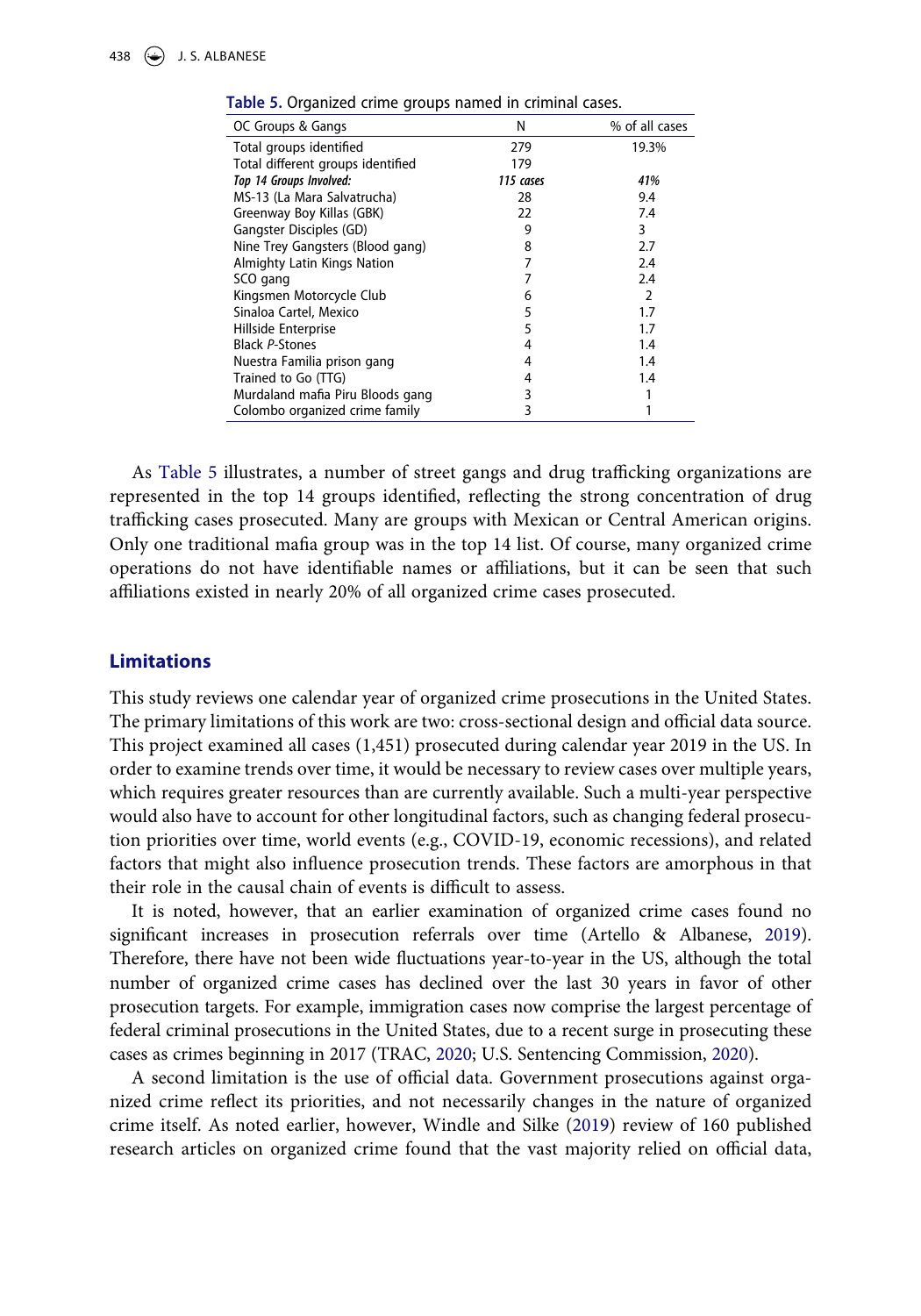**Table 5.** Organized crime groups named in criminal cases.

| OC Groups & Gangs | N | % of all cases |
|---|---|---|
| Total groups identified | 279 | 19.3% |
| Total different groups identified | 179 | |
| *Top 14 Groups Involved:* | *115 cases* | *41%* |
| MS-13 (La Mara Salvatrucha) | 28 | 9.4 |
| Greenway Boy Killas (GBK) | 22 | 7.4 |
| Gangster Disciples (GD) | 9 | 3 |
| Nine Trey Gangsters (Blood gang) | 8 | 2.7 |
| Almighty Latin Kings Nation | 7 | 2.4 |
| SCO gang | 7 | 2.4 |
| Kingsmen Motorcycle Club | 6 | 2 |
| Sinaloa Cartel, Mexico | 5 | 1.7 |
| Hillside Enterprise | 5 | 1.7 |
| Black *P*-Stones | 4 | 1.4 |
| Nuestra Familia prison gang | 4 | 1.4 |
| Trained to Go (TTG) | 4 | 1.4 |
| Murdaland mafia Piru Bloods gang | 3 | 1 |
| Colombo organized crime family | 3 | 1 |

As Table 5 illustrates, a number of street gangs and drug trafficking organizations are represented in the top 14 groups identified, reflecting the strong concentration of drug trafficking cases prosecuted. Many are groups with Mexican or Central American origins. Only one traditional mafia group was in the top 14 list. Of course, many organized crime operations do not have identifiable names or affiliations, but it can be seen that such affiliations existed in nearly 20% of all organized crime cases prosecuted.

## Limitations

This study reviews one calendar year of organized crime prosecutions in the United States. The primary limitations of this work are two: cross-sectional design and official data source. This project examined all cases (1,451) prosecuted during calendar year 2019 in the US. In order to examine trends over time, it would be necessary to review cases over multiple years, which requires greater resources than are currently available. Such a multi-year perspective would also have to account for other longitudinal factors, such as changing federal prosecution priorities over time, world events (e.g., COVID-19, economic recessions), and related factors that might also influence prosecution trends. These factors are amorphous in that their role in the causal chain of events is difficult to assess.

It is noted, however, that an earlier examination of organized crime cases found no significant increases in prosecution referrals over time (Artello & Albanese, 2019). Therefore, there have not been wide fluctuations year-to-year in the US, although the total number of organized crime cases has declined over the last 30 years in favor of other prosecution targets. For example, immigration cases now comprise the largest percentage of federal criminal prosecutions in the United States, due to a recent surge in prosecuting these cases as crimes beginning in 2017 (TRAC, 2020; U.S. Sentencing Commission, 2020).

A second limitation is the use of official data. Government prosecutions against organized crime reflect its priorities, and not necessarily changes in the nature of organized crime itself. As noted earlier, however, Windle and Silke (2019) review of 160 published research articles on organized crime found that the vast majority relied on official data,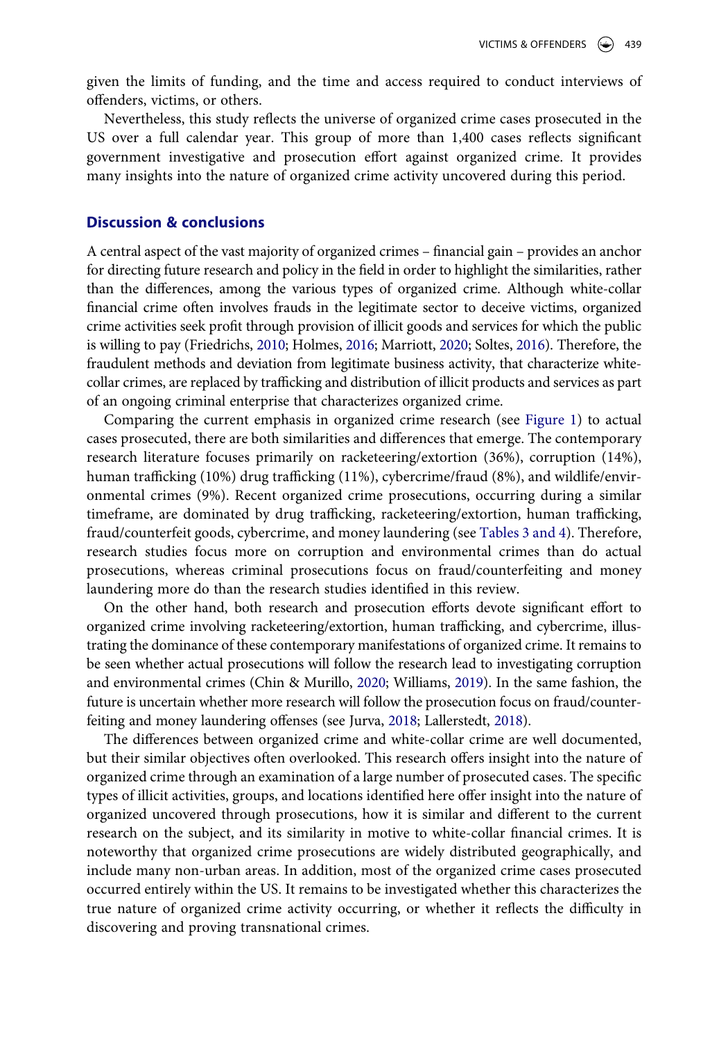given the limits of funding, and the time and access required to conduct interviews of offenders, victims, or others.

Nevertheless, this study reflects the universe of organized crime cases prosecuted in the US over a full calendar year. This group of more than 1,400 cases reflects significant government investigative and prosecution effort against organized crime. It provides many insights into the nature of organized crime activity uncovered during this period.

## Discussion & conclusions

A central aspect of the vast majority of organized crimes – financial gain – provides an anchor for directing future research and policy in the field in order to highlight the similarities, rather than the differences, among the various types of organized crime. Although white-collar financial crime often involves frauds in the legitimate sector to deceive victims, organized crime activities seek profit through provision of illicit goods and services for which the public is willing to pay (Friedrichs, 2010; Holmes, 2016; Marriott, 2020; Soltes, 2016). Therefore, the fraudulent methods and deviation from legitimate business activity, that characterize white-collar crimes, are replaced by trafficking and distribution of illicit products and services as part of an ongoing criminal enterprise that characterizes organized crime.

Comparing the current emphasis in organized crime research (see Figure 1) to actual cases prosecuted, there are both similarities and differences that emerge. The contemporary research literature focuses primarily on racketeering/extortion (36%), corruption (14%), human trafficking (10%) drug trafficking (11%), cybercrime/fraud (8%), and wildlife/environmental crimes (9%). Recent organized crime prosecutions, occurring during a similar timeframe, are dominated by drug trafficking, racketeering/extortion, human trafficking, fraud/counterfeit goods, cybercrime, and money laundering (see Tables 3 and 4). Therefore, research studies focus more on corruption and environmental crimes than do actual prosecutions, whereas criminal prosecutions focus on fraud/counterfeiting and money laundering more do than the research studies identified in this review.

On the other hand, both research and prosecution efforts devote significant effort to organized crime involving racketeering/extortion, human trafficking, and cybercrime, illustrating the dominance of these contemporary manifestations of organized crime. It remains to be seen whether actual prosecutions will follow the research lead to investigating corruption and environmental crimes (Chin & Murillo, 2020; Williams, 2019). In the same fashion, the future is uncertain whether more research will follow the prosecution focus on fraud/counterfeiting and money laundering offenses (see Jurva, 2018; Lallerstedt, 2018).

The differences between organized crime and white-collar crime are well documented, but their similar objectives often overlooked. This research offers insight into the nature of organized crime through an examination of a large number of prosecuted cases. The specific types of illicit activities, groups, and locations identified here offer insight into the nature of organized uncovered through prosecutions, how it is similar and different to the current research on the subject, and its similarity in motive to white-collar financial crimes. It is noteworthy that organized crime prosecutions are widely distributed geographically, and include many non-urban areas. In addition, most of the organized crime cases prosecuted occurred entirely within the US. It remains to be investigated whether this characterizes the true nature of organized crime activity occurring, or whether it reflects the difficulty in discovering and proving transnational crimes.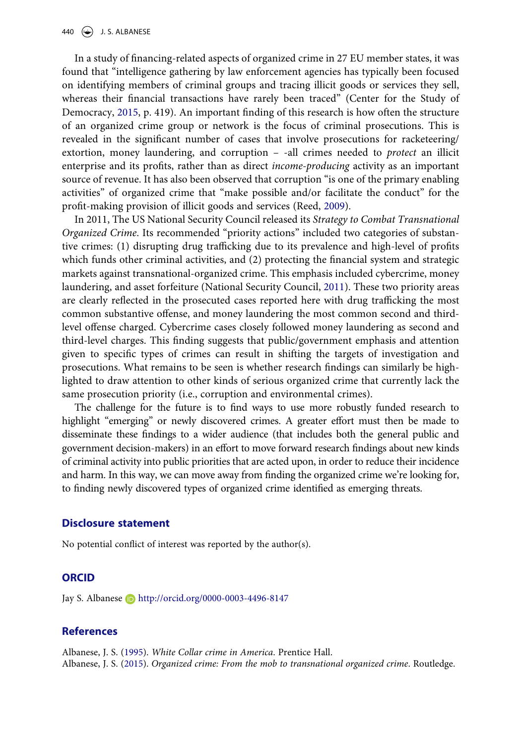In a study of financing-related aspects of organized crime in 27 EU member states, it was found that "intelligence gathering by law enforcement agencies has typically been focused on identifying members of criminal groups and tracing illicit goods or services they sell, whereas their financial transactions have rarely been traced" (Center for the Study of Democracy, 2015, p. 419). An important finding of this research is how often the structure of an organized crime group or network is the focus of criminal prosecutions. This is revealed in the significant number of cases that involve prosecutions for racketeering/extortion, money laundering, and corruption – -all crimes needed to *protect* an illicit enterprise and its profits, rather than as direct *income-producing* activity as an important source of revenue. It has also been observed that corruption "is one of the primary enabling activities" of organized crime that "make possible and/or facilitate the conduct" for the profit-making provision of illicit goods and services (Reed, 2009).

In 2011, The US National Security Council released its *Strategy to Combat Transnational Organized Crime*. Its recommended "priority actions" included two categories of substantive crimes: (1) disrupting drug trafficking due to its prevalence and high-level of profits which funds other criminal activities, and (2) protecting the financial system and strategic markets against transnational-organized crime. This emphasis included cybercrime, money laundering, and asset forfeiture (National Security Council, 2011). These two priority areas are clearly reflected in the prosecuted cases reported here with drug trafficking the most common substantive offense, and money laundering the most common second and third-level offense charged. Cybercrime cases closely followed money laundering as second and third-level charges. This finding suggests that public/government emphasis and attention given to specific types of crimes can result in shifting the targets of investigation and prosecutions. What remains to be seen is whether research findings can similarly be highlighted to draw attention to other kinds of serious organized crime that currently lack the same prosecution priority (i.e., corruption and environmental crimes).

The challenge for the future is to find ways to use more robustly funded research to highlight "emerging" or newly discovered crimes. A greater effort must then be made to disseminate these findings to a wider audience (that includes both the general public and government decision-makers) in an effort to move forward research findings about new kinds of criminal activity into public priorities that are acted upon, in order to reduce their incidence and harm. In this way, we can move away from finding the organized crime we're looking for, to finding newly discovered types of organized crime identified as emerging threats.

## Disclosure statement

No potential conflict of interest was reported by the author(s).

## ORCID

Jay S. Albanese http://orcid.org/0000-0003-4496-8147

## References

Albanese, J. S. (1995). *White Collar crime in America*. Prentice Hall.

Albanese, J. S. (2015). *Organized crime: From the mob to transnational organized crime*. Routledge.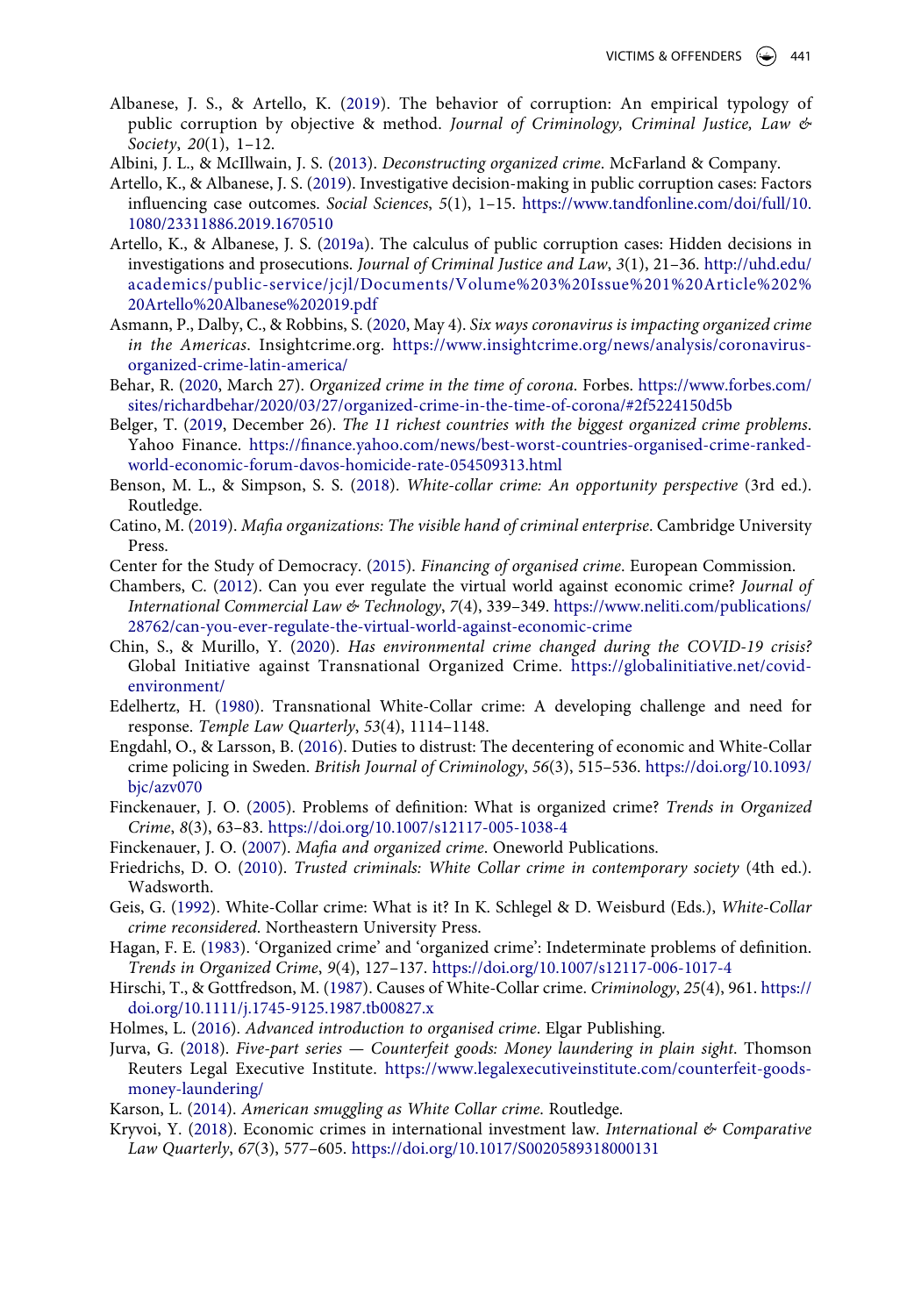Albanese, J. S., & Artello, K. (2019). The behavior of corruption: An empirical typology of public corruption by objective & method. *Journal of Criminology, Criminal Justice, Law & Society*, *20*(1), 1–12.

Albini, J. L., & McIllwain, J. S. (2013). *Deconstructing organized crime*. McFarland & Company.

Artello, K., & Albanese, J. S. (2019). Investigative decision-making in public corruption cases: Factors influencing case outcomes. *Social Sciences*, *5*(1), 1–15. https://www.tandfonline.com/doi/full/10.1080/23311886.2019.1670510

Artello, K., & Albanese, J. S. (2019a). The calculus of public corruption cases: Hidden decisions in investigations and prosecutions. *Journal of Criminal Justice and Law*, *3*(1), 21–36. http://uhd.edu/academics/public-service/jcjl/Documents/Volume%203%20Issue%201%20Article%202%20Artello%20Albanese%202019.pdf

Asmann, P., Dalby, C., & Robbins, S. (2020, May 4). *Six ways coronavirus is impacting organized crime in the Americas*. Insightcrime.org. https://www.insightcrime.org/news/analysis/coronavirus-organized-crime-latin-america/

Behar, R. (2020, March 27). *Organized crime in the time of corona*. Forbes. https://www.forbes.com/sites/richardbehar/2020/03/27/organized-crime-in-the-time-of-corona/#2f5224150d5b

Belger, T. (2019, December 26). *The 11 richest countries with the biggest organized crime problems*. Yahoo Finance. https://finance.yahoo.com/news/best-worst-countries-organised-crime-ranked-world-economic-forum-davos-homicide-rate-054509313.html

Benson, M. L., & Simpson, S. S. (2018). *White-collar crime: An opportunity perspective* (3rd ed.). Routledge.

Catino, M. (2019). *Mafia organizations: The visible hand of criminal enterprise*. Cambridge University Press.

Center for the Study of Democracy. (2015). *Financing of organised crime*. European Commission.

Chambers, C. (2012). Can you ever regulate the virtual world against economic crime? *Journal of International Commercial Law & Technology*, *7*(4), 339–349. https://www.neliti.com/publications/28762/can-you-ever-regulate-the-virtual-world-against-economic-crime

Chin, S., & Murillo, Y. (2020). *Has environmental crime changed during the COVID-19 crisis?* Global Initiative against Transnational Organized Crime. https://globalinitiative.net/covid-environment/

Edelhertz, H. (1980). Transnational White-Collar crime: A developing challenge and need for response. *Temple Law Quarterly*, *53*(4), 1114–1148.

Engdahl, O., & Larsson, B. (2016). Duties to distrust: The decentering of economic and White-Collar crime policing in Sweden. *British Journal of Criminology*, *56*(3), 515–536. https://doi.org/10.1093/bjc/azv070

Finckenauer, J. O. (2005). Problems of definition: What is organized crime? *Trends in Organized Crime*, *8*(3), 63–83. https://doi.org/10.1007/s12117-005-1038-4

Finckenauer, J. O. (2007). *Mafia and organized crime*. Oneworld Publications.

Friedrichs, D. O. (2010). *Trusted criminals: White Collar crime in contemporary society* (4th ed.). Wadsworth.

Geis, G. (1992). White-Collar crime: What is it? In K. Schlegel & D. Weisburd (Eds.), *White-Collar crime reconsidered*. Northeastern University Press.

Hagan, F. E. (1983). 'Organized crime' and 'organized crime': Indeterminate problems of definition. *Trends in Organized Crime*, *9*(4), 127–137. https://doi.org/10.1007/s12117-006-1017-4

Hirschi, T., & Gottfredson, M. (1987). Causes of White-Collar crime. *Criminology*, *25*(4), 961. https://doi.org/10.1111/j.1745-9125.1987.tb00827.x

Holmes, L. (2016). *Advanced introduction to organised crime*. Elgar Publishing.

Jurva, G. (2018). *Five-part series — Counterfeit goods: Money laundering in plain sight*. Thomson Reuters Legal Executive Institute. https://www.legalexecutiveinstitute.com/counterfeit-goods-money-laundering/

Karson, L. (2014). *American smuggling as White Collar crime*. Routledge.

Kryvoi, Y. (2018). Economic crimes in international investment law. *International & Comparative Law Quarterly*, *67*(3), 577–605. https://doi.org/10.1017/S0020589318000131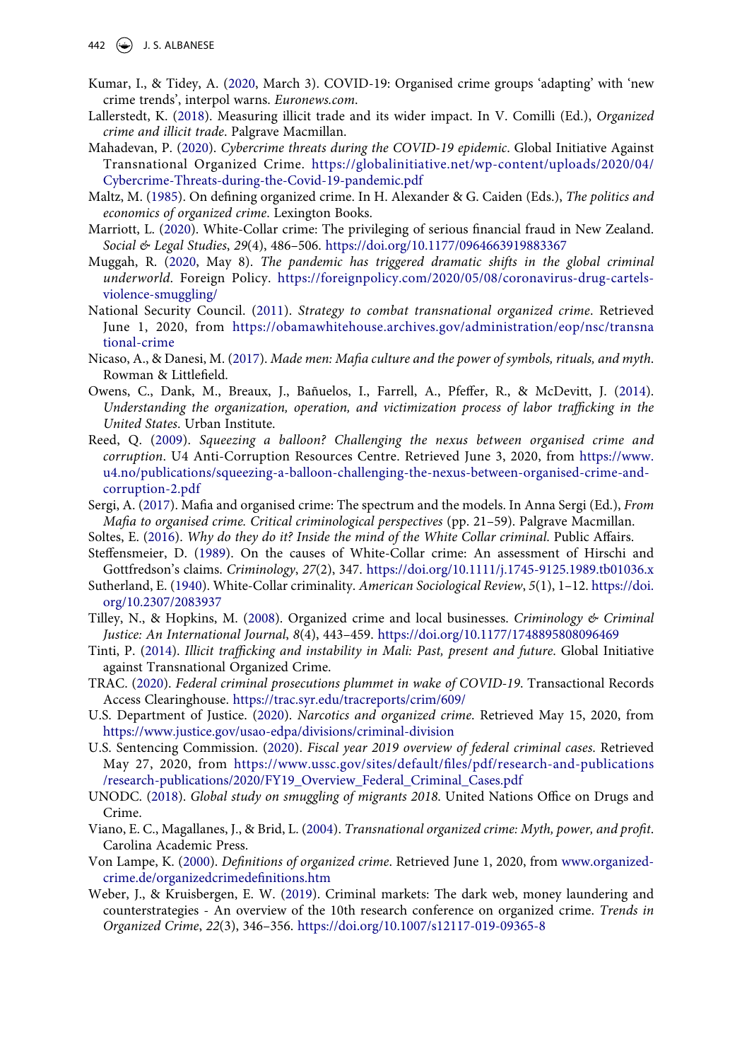Kumar, I., & Tidey, A. (2020, March 3). COVID-19: Organised crime groups 'adapting' with 'new crime trends', interpol warns. *Euronews.com*.

Lallerstedt, K. (2018). Measuring illicit trade and its wider impact. In V. Comilli (Ed.), *Organized crime and illicit trade*. Palgrave Macmillan.

Mahadevan, P. (2020). *Cybercrime threats during the COVID-19 epidemic*. Global Initiative Against Transnational Organized Crime. https://globalinitiative.net/wp-content/uploads/2020/04/Cybercrime-Threats-during-the-Covid-19-pandemic.pdf

Maltz, M. (1985). On defining organized crime. In H. Alexander & G. Caiden (Eds.), *The politics and economics of organized crime*. Lexington Books.

Marriott, L. (2020). White-Collar crime: The privileging of serious financial fraud in New Zealand. *Social & Legal Studies*, *29*(4), 486–506. https://doi.org/10.1177/0964663919883367

Muggah, R. (2020, May 8). *The pandemic has triggered dramatic shifts in the global criminal underworld*. Foreign Policy. https://foreignpolicy.com/2020/05/08/coronavirus-drug-cartels-violence-smuggling/

National Security Council. (2011). *Strategy to combat transnational organized crime*. Retrieved June 1, 2020, from https://obamawhitehouse.archives.gov/administration/eop/nsc/transnational-crime

Nicaso, A., & Danesi, M. (2017). *Made men: Mafia culture and the power of symbols, rituals, and myth*. Rowman & Littlefield.

Owens, C., Dank, M., Breaux, J., Bañuelos, I., Farrell, A., Pfeffer, R., & McDevitt, J. (2014). *Understanding the organization, operation, and victimization process of labor trafficking in the United States*. Urban Institute.

Reed, Q. (2009). *Squeezing a balloon? Challenging the nexus between organised crime and corruption*. U4 Anti-Corruption Resources Centre. Retrieved June 3, 2020, from https://www.u4.no/publications/squeezing-a-balloon-challenging-the-nexus-between-organised-crime-and-corruption-2.pdf

Sergi, A. (2017). Mafia and organised crime: The spectrum and the models. In Anna Sergi (Ed.), *From Mafia to organised crime. Critical criminological perspectives* (pp. 21–59). Palgrave Macmillan.

Soltes, E. (2016). *Why do they do it? Inside the mind of the White Collar criminal*. Public Affairs.

Steffensmeier, D. (1989). On the causes of White-Collar crime: An assessment of Hirschi and Gottfredson's claims. *Criminology*, *27*(2), 347. https://doi.org/10.1111/j.1745-9125.1989.tb01036.x

Sutherland, E. (1940). White-Collar criminality. *American Sociological Review*, *5*(1), 1–12. https://doi.org/10.2307/2083937

Tilley, N., & Hopkins, M. (2008). Organized crime and local businesses. *Criminology & Criminal Justice: An International Journal*, *8*(4), 443–459. https://doi.org/10.1177/1748895808096469

Tinti, P. (2014). *Illicit trafficking and instability in Mali: Past, present and future*. Global Initiative against Transnational Organized Crime.

TRAC. (2020). *Federal criminal prosecutions plummet in wake of COVID-19*. Transactional Records Access Clearinghouse. https://trac.syr.edu/tracreports/crim/609/

U.S. Department of Justice. (2020). *Narcotics and organized crime*. Retrieved May 15, 2020, from https://www.justice.gov/usao-edpa/divisions/criminal-division

U.S. Sentencing Commission. (2020). *Fiscal year 2019 overview of federal criminal cases*. Retrieved May 27, 2020, from https://www.ussc.gov/sites/default/files/pdf/research-and-publications/research-publications/2020/FY19_Overview_Federal_Criminal_Cases.pdf

UNODC. (2018). *Global study on smuggling of migrants 2018*. United Nations Office on Drugs and Crime.

Viano, E. C., Magallanes, J., & Brid, L. (2004). *Transnational organized crime: Myth, power, and profit*. Carolina Academic Press.

Von Lampe, K. (2000). *Definitions of organized crime*. Retrieved June 1, 2020, from www.organized-crime.de/organizedcrimedefinitions.htm

Weber, J., & Kruisbergen, E. W. (2019). Criminal markets: The dark web, money laundering and counterstrategies - An overview of the 10th research conference on organized crime. *Trends in Organized Crime*, *22*(3), 346–356. https://doi.org/10.1007/s12117-019-09365-8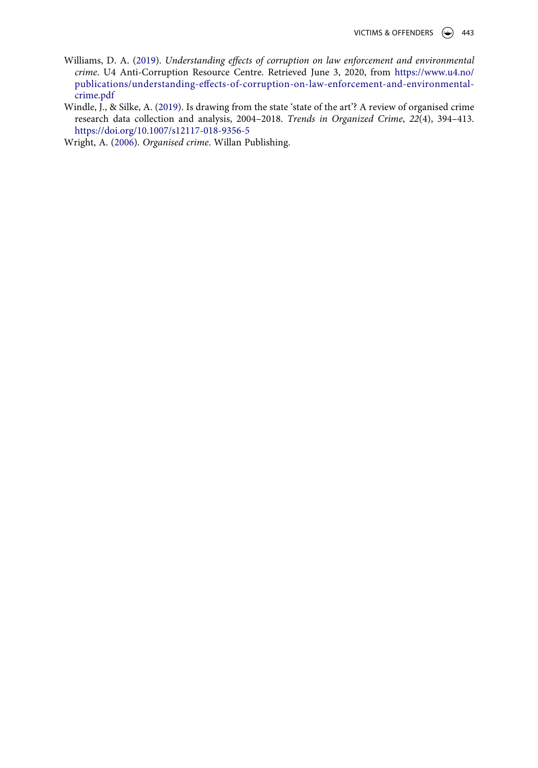Williams, D. A. (2019). *Understanding effects of corruption on law enforcement and environmental crime*. U4 Anti-Corruption Resource Centre. Retrieved June 3, 2020, from https://www.u4.no/publications/understanding-effects-of-corruption-on-law-enforcement-and-environmental-crime.pdf

Windle, J., & Silke, A. (2019). Is drawing from the state 'state of the art'? A review of organised crime research data collection and analysis, 2004–2018. *Trends in Organized Crime*, *22*(4), 394–413. https://doi.org/10.1007/s12117-018-9356-5

Wright, A. (2006). *Organised crime*. Willan Publishing.